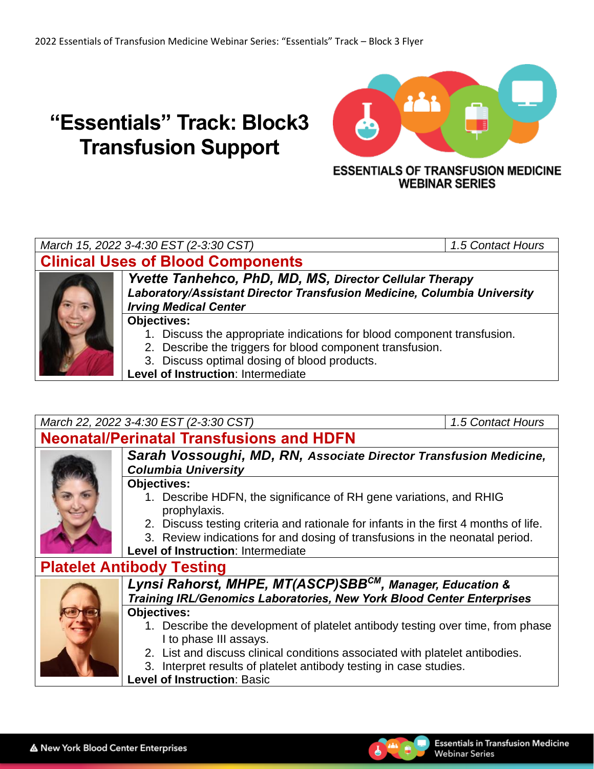2022 Essentials of Transfusion Medicine Webinar Series: "Essentials" Track – Block 3 Flyer

# "Essentials" Track: Block3 Transfusion Support

ESSENTIALS OF TRANSFUSION MEDICINE WEBINAR SERIES

*March 15, 2022 3-4:30 EST (2-3:30 CST)* | *1.5 Contact Hours*

## Clinical Uses of Blood Components

***Yvette Tanhehco, PhD, MD, MS, Director Cellular Therapy Laboratory/Assistant Director Transfusion Medicine, Columbia University Irving Medical Center***

**Objectives:**

1. Discuss the appropriate indications for blood component transfusion.
2. Describe the triggers for blood component transfusion.
3. Discuss optimal dosing of blood products.

**Level of Instruction**: Intermediate

*March 22, 2022 3-4:30 EST (2-3:30 CST)* | *1.5 Contact Hours*

## Neonatal/Perinatal Transfusions and HDFN

***Sarah Vossoughi, MD, RN, Associate Director Transfusion Medicine, Columbia University***

**Objectives:**

1. Describe HDFN, the significance of RH gene variations, and RHIG prophylaxis.
2. Discuss testing criteria and rationale for infants in the first 4 months of life.
3. Review indications for and dosing of transfusions in the neonatal period.

**Level of Instruction**: Intermediate

## Platelet Antibody Testing

***Lynsi Rahorst, MHPE, MT(ASCP)SBB[CM], Manager, Education & Training IRL/Genomics Laboratories, New York Blood Center Enterprises***

**Objectives:**

1. Describe the development of platelet antibody testing over time, from phase I to phase III assays.
2. List and discuss clinical conditions associated with platelet antibodies.
3. Interpret results of platelet antibody testing in case studies.

**Level of Instruction**: Basic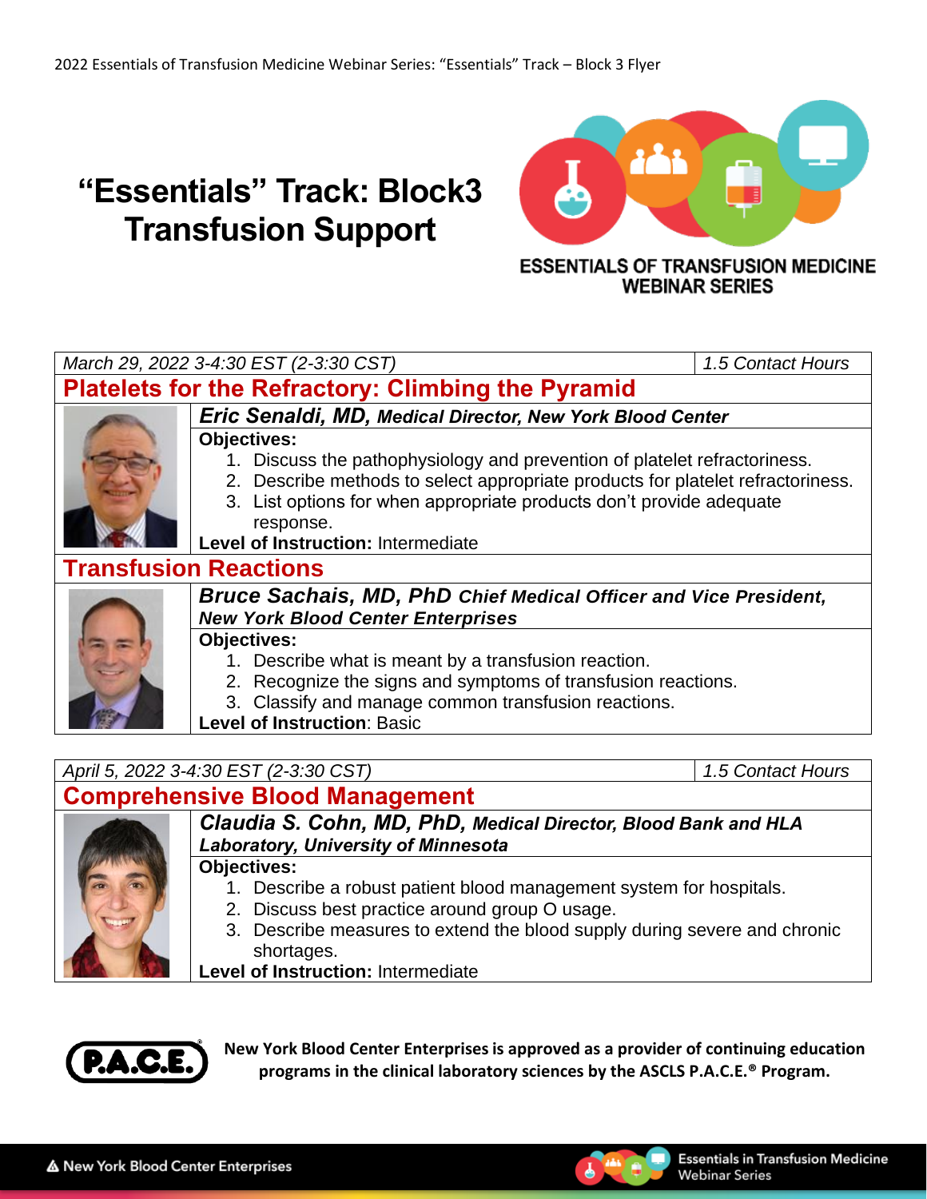# "Essentials" Track: Block3 Transfusion Support

ESSENTIALS OF TRANSFUSION MEDICINE WEBINAR SERIES

*March 29, 2022 3-4:30 EST (2-3:30 CST)* — *1.5 Contact Hours*

## Platelets for the Refractory: Climbing the Pyramid

***Eric Senaldi, MD, Medical Director, New York Blood Center***

**Objectives:**

1. Discuss the pathophysiology and prevention of platelet refractoriness.
2. Describe methods to select appropriate products for platelet refractoriness.
3. List options for when appropriate products don't provide adequate response.

**Level of Instruction:** Intermediate

## Transfusion Reactions

***Bruce Sachais, MD, PhD Chief Medical Officer and Vice President, New York Blood Center Enterprises***

**Objectives:**

1. Describe what is meant by a transfusion reaction.
2. Recognize the signs and symptoms of transfusion reactions.
3. Classify and manage common transfusion reactions.

**Level of Instruction**: Basic

*April 5, 2022 3-4:30 EST (2-3:30 CST)* — *1.5 Contact Hours*

## Comprehensive Blood Management

***Claudia S. Cohn, MD, PhD, Medical Director, Blood Bank and HLA Laboratory, University of Minnesota***

**Objectives:**

1. Describe a robust patient blood management system for hospitals.
2. Discuss best practice around group O usage.
3. Describe measures to extend the blood supply during severe and chronic shortages.

**Level of Instruction:** Intermediate

**New York Blood Center Enterprises is approved as a provider of continuing education programs in the clinical laboratory sciences by the ASCLS P.A.C.E.® Program.**